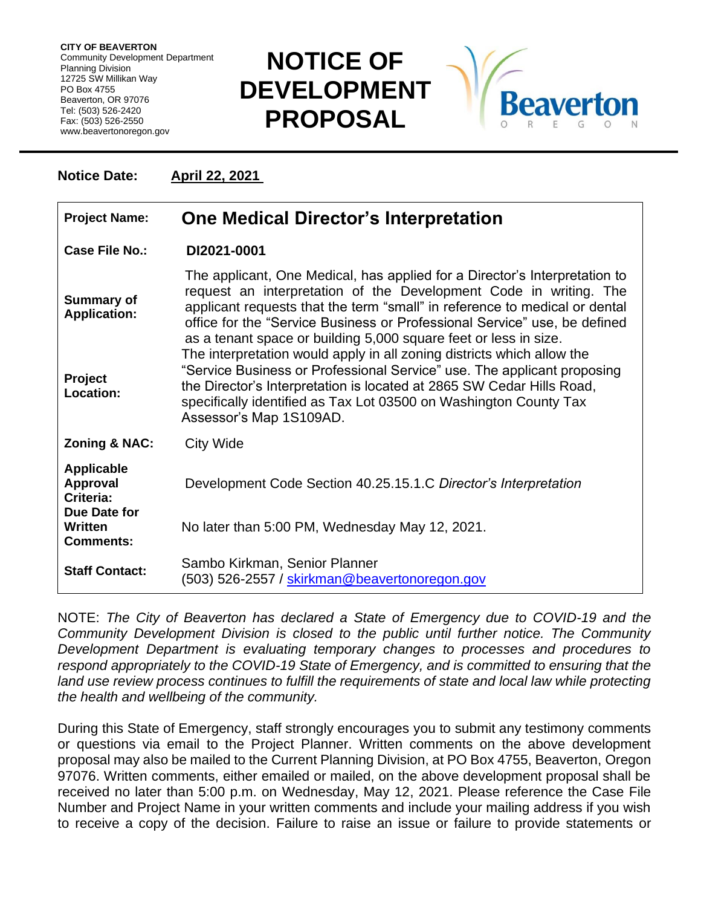**CITY OF BEAVERTON**
Community Development Department
Planning Division
12725 SW Millikan Way
PO Box 4755
Beaverton, OR 97076
Tel: (503) 526-2420
Fax: (503) 526-2550
www.beavertonoregon.gov

# NOTICE OF DEVELOPMENT PROPOSAL

**Notice Date:** **April 22, 2021**

| | |
|---|---|
| **Project Name:** | **One Medical Director's Interpretation** |
| **Case File No.:** | **DI2021-0001** |
| **Summary of Application:** | The applicant, One Medical, has applied for a Director's Interpretation to request an interpretation of the Development Code in writing. The applicant requests that the term "small" in reference to medical or dental office for the "Service Business or Professional Service" use, be defined as a tenant space or building 5,000 square feet or less in size. The interpretation would apply in all zoning districts which allow the "Service Business or Professional Service" use. |
| **Project Location:** | The applicant proposing the Director's Interpretation is located at 2865 SW Cedar Hills Road, specifically identified as Tax Lot 03500 on Washington County Tax Assessor's Map 1S109AD. |
| **Zoning & NAC:** | City Wide |
| **Applicable Approval Criteria:** | Development Code Section 40.25.15.1.C *Director's Interpretation* |
| **Due Date for Written Comments:** | No later than 5:00 PM, Wednesday May 12, 2021. |
| **Staff Contact:** | Sambo Kirkman, Senior Planner<br>(503) 526-2557 / skirkman@beavertonoregon.gov |

NOTE: *The City of Beaverton has declared a State of Emergency due to COVID-19 and the Community Development Division is closed to the public until further notice. The Community Development Department is evaluating temporary changes to processes and procedures to respond appropriately to the COVID-19 State of Emergency, and is committed to ensuring that the land use review process continues to fulfill the requirements of state and local law while protecting the health and wellbeing of the community.*

During this State of Emergency, staff strongly encourages you to submit any testimony comments or questions via email to the Project Planner. Written comments on the above development proposal may also be mailed to the Current Planning Division, at PO Box 4755, Beaverton, Oregon 97076. Written comments, either emailed or mailed, on the above development proposal shall be received no later than 5:00 p.m. on Wednesday, May 12, 2021. Please reference the Case File Number and Project Name in your written comments and include your mailing address if you wish to receive a copy of the decision. Failure to raise an issue or failure to provide statements or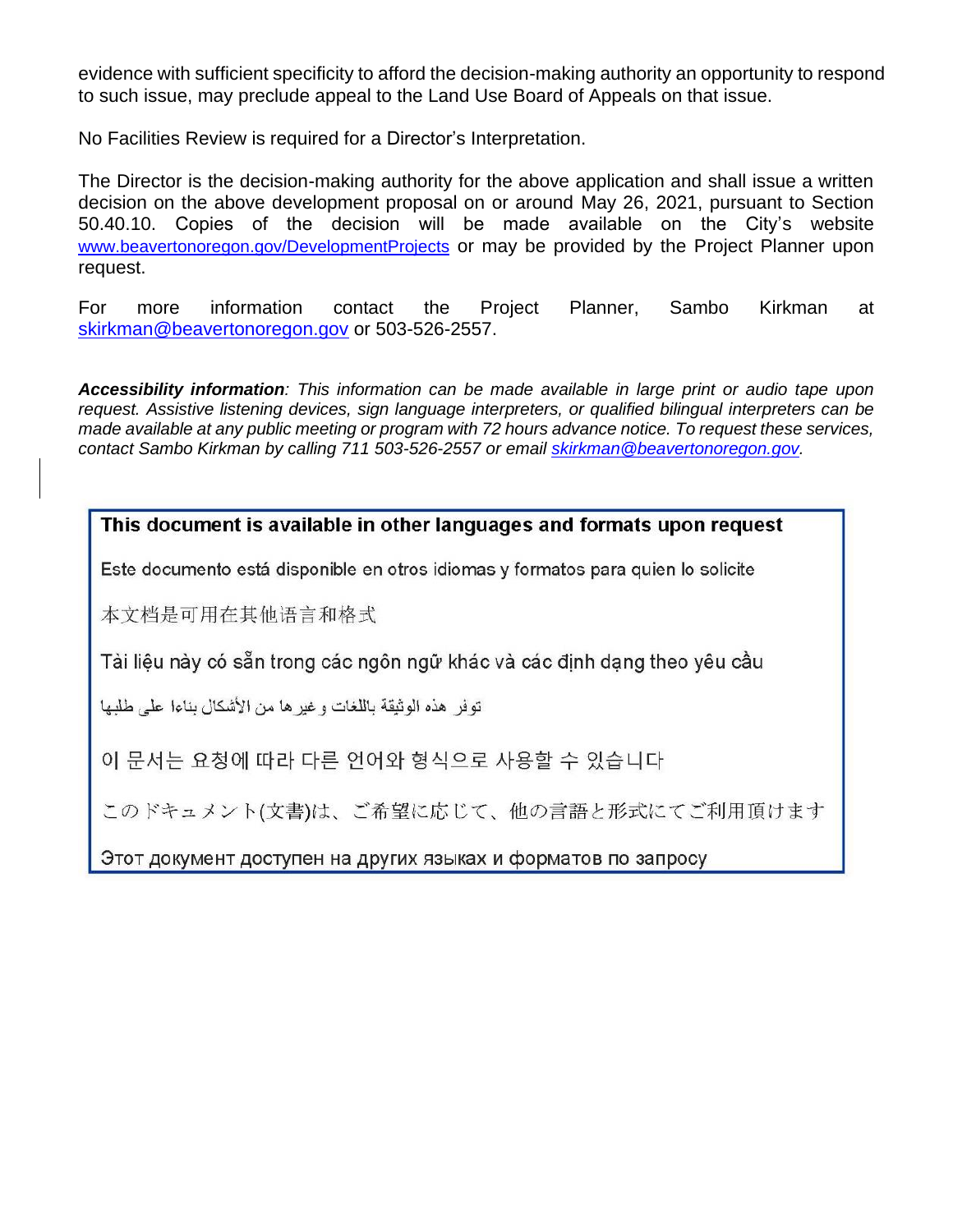evidence with sufficient specificity to afford the decision-making authority an opportunity to respond to such issue, may preclude appeal to the Land Use Board of Appeals on that issue.

No Facilities Review is required for a Director's Interpretation.

The Director is the decision-making authority for the above application and shall issue a written decision on the above development proposal on or around May 26, 2021, pursuant to Section 50.40.10. Copies of the decision will be made available on the City's website www.beavertonoregon.gov/DevelopmentProjects or may be provided by the Project Planner upon request.

For more information contact the Project Planner, Sambo Kirkman at skirkman@beavertonoregon.gov or 503-526-2557.

***Accessibility information**: This information can be made available in large print or audio tape upon request. Assistive listening devices, sign language interpreters, or qualified bilingual interpreters can be made available at any public meeting or program with 72 hours advance notice. To request these services, contact Sambo Kirkman by calling 711 503-526-2557 or email skirkman@beavertonoregon.gov.*

**This document is available in other languages and formats upon request**

Este documento está disponible en otros idiomas y formatos para quien lo solicite

本文档是可用在其他语言和格式

Tài liệu này có sẵn trong các ngôn ngữ khác và các định dạng theo yêu cầu

توفر هذه الوثيقة باللغات وغيرها من الأشكال بناءا على طلبها

이 문서는 요청에 따라 다른 언어와 형식으로 사용할 수 있습니다

このドキュメント(文書)は、ご希望に応じて、他の言語と形式にてご利用頂けます

Этот документ доступен на других языках и форматов по запросу